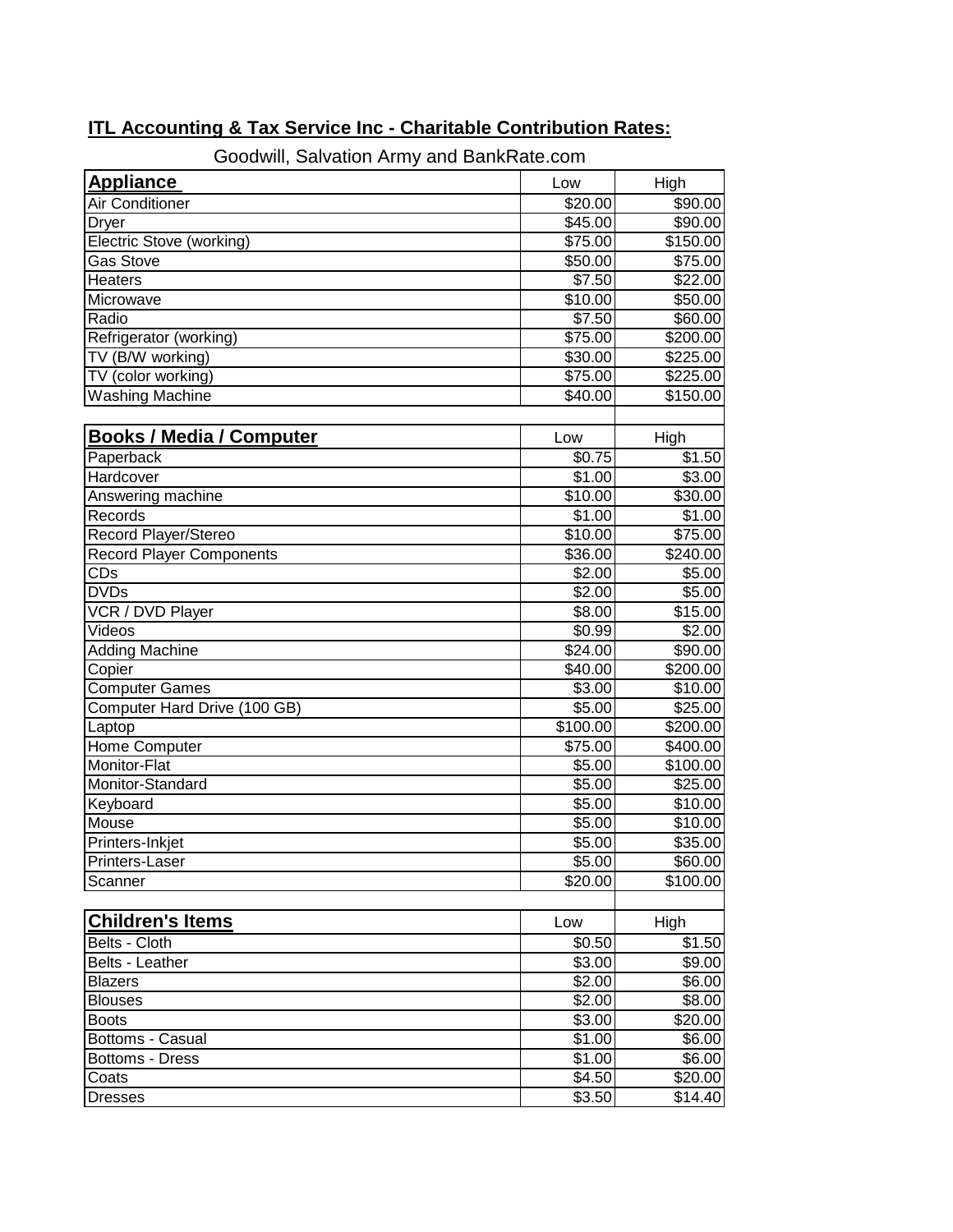## ITL Accounting & Tax Service Inc - Charitable Contribution Rates:

Goodwill, Salvation Army and BankRate.com

| **Appliance** | Low | High |
|---|---|---|
| Air Conditioner | $20.00 | $90.00 |
| Dryer | $45.00 | $90.00 |
| Electric Stove (working) | $75.00 | $150.00 |
| Gas Stove | $50.00 | $75.00 |
| Heaters | $7.50 | $22.00 |
| Microwave | $10.00 | $50.00 |
| Radio | $7.50 | $60.00 |
| Refrigerator (working) | $75.00 | $200.00 |
| TV (B/W working) | $30.00 | $225.00 |
| TV (color working) | $75.00 | $225.00 |
| Washing Machine | $40.00 | $150.00 |

| **Books / Media / Computer** | Low | High |
|---|---|---|
| Paperback | $0.75 | $1.50 |
| Hardcover | $1.00 | $3.00 |
| Answering machine | $10.00 | $30.00 |
| Records | $1.00 | $1.00 |
| Record Player/Stereo | $10.00 | $75.00 |
| Record Player Components | $36.00 | $240.00 |
| CDs | $2.00 | $5.00 |
| DVDs | $2.00 | $5.00 |
| VCR / DVD Player | $8.00 | $15.00 |
| Videos | $0.99 | $2.00 |
| Adding Machine | $24.00 | $90.00 |
| Copier | $40.00 | $200.00 |
| Computer Games | $3.00 | $10.00 |
| Computer Hard Drive (100 GB) | $5.00 | $25.00 |
| Laptop | $100.00 | $200.00 |
| Home Computer | $75.00 | $400.00 |
| Monitor-Flat | $5.00 | $100.00 |
| Monitor-Standard | $5.00 | $25.00 |
| Keyboard | $5.00 | $10.00 |
| Mouse | $5.00 | $10.00 |
| Printers-Inkjet | $5.00 | $35.00 |
| Printers-Laser | $5.00 | $60.00 |
| Scanner | $20.00 | $100.00 |

| **Children's Items** | Low | High |
|---|---|---|
| Belts - Cloth | $0.50 | $1.50 |
| Belts - Leather | $3.00 | $9.00 |
| Blazers | $2.00 | $6.00 |
| Blouses | $2.00 | $8.00 |
| Boots | $3.00 | $20.00 |
| Bottoms - Casual | $1.00 | $6.00 |
| Bottoms - Dress | $1.00 | $6.00 |
| Coats | $4.50 | $20.00 |
| Dresses | $3.50 | $14.40 |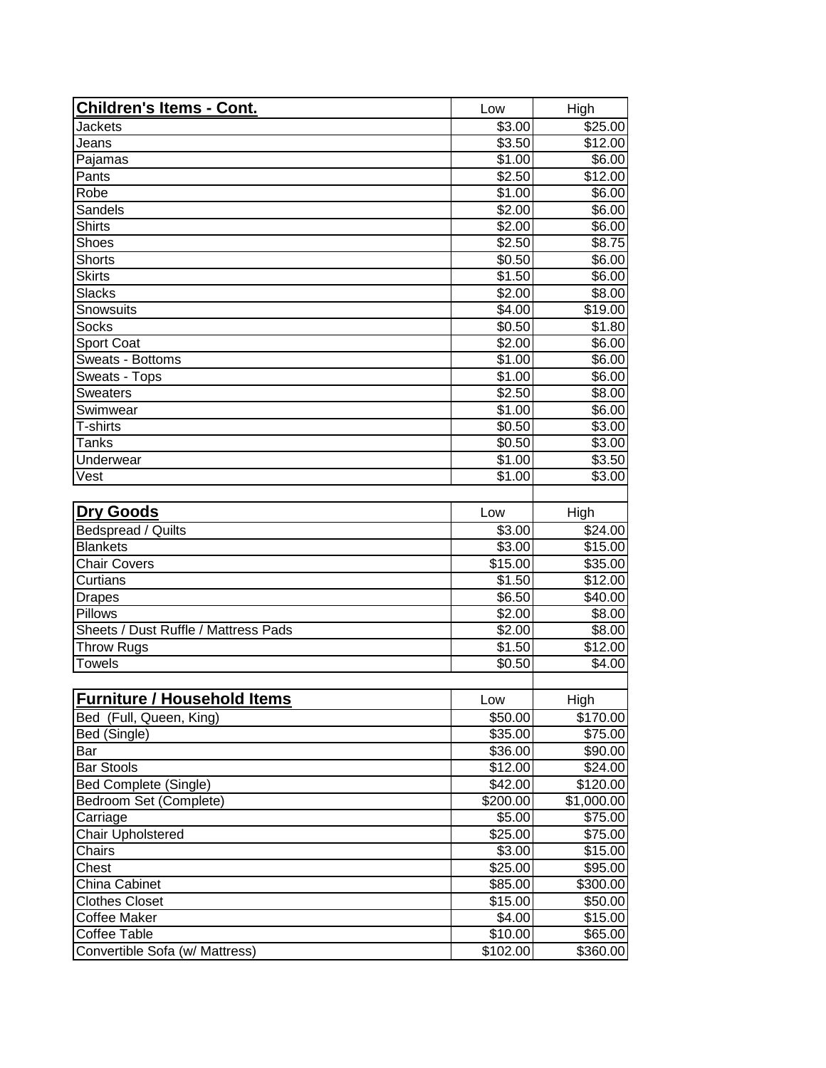| **Children's Items - Cont.** | Low | High |
|---|---|---|
| Jackets | $3.00 | $25.00 |
| Jeans | $3.50 | $12.00 |
| Pajamas | $1.00 | $6.00 |
| Pants | $2.50 | $12.00 |
| Robe | $1.00 | $6.00 |
| Sandels | $2.00 | $6.00 |
| Shirts | $2.00 | $6.00 |
| Shoes | $2.50 | $8.75 |
| Shorts | $0.50 | $6.00 |
| Skirts | $1.50 | $6.00 |
| Slacks | $2.00 | $8.00 |
| Snowsuits | $4.00 | $19.00 |
| Socks | $0.50 | $1.80 |
| Sport Coat | $2.00 | $6.00 |
| Sweats - Bottoms | $1.00 | $6.00 |
| Sweats - Tops | $1.00 | $6.00 |
| Sweaters | $2.50 | $8.00 |
| Swimwear | $1.00 | $6.00 |
| T-shirts | $0.50 | $3.00 |
| Tanks | $0.50 | $3.00 |
| Underwear | $1.00 | $3.50 |
| Vest | $1.00 | $3.00 |

| **Dry Goods** | Low | High |
|---|---|---|
| Bedspread / Quilts | $3.00 | $24.00 |
| Blankets | $3.00 | $15.00 |
| Chair Covers | $15.00 | $35.00 |
| Curtians | $1.50 | $12.00 |
| Drapes | $6.50 | $40.00 |
| Pillows | $2.00 | $8.00 |
| Sheets / Dust Ruffle / Mattress Pads | $2.00 | $8.00 |
| Throw Rugs | $1.50 | $12.00 |
| Towels | $0.50 | $4.00 |

| **Furniture / Household Items** | Low | High |
|---|---|---|
| Bed (Full, Queen, King) | $50.00 | $170.00 |
| Bed (Single) | $35.00 | $75.00 |
| Bar | $36.00 | $90.00 |
| Bar Stools | $12.00 | $24.00 |
| Bed Complete (Single) | $42.00 | $120.00 |
| Bedroom Set (Complete) | $200.00 | $1,000.00 |
| Carriage | $5.00 | $75.00 |
| Chair Upholstered | $25.00 | $75.00 |
| Chairs | $3.00 | $15.00 |
| Chest | $25.00 | $95.00 |
| China Cabinet | $85.00 | $300.00 |
| Clothes Closet | $15.00 | $50.00 |
| Coffee Maker | $4.00 | $15.00 |
| Coffee Table | $10.00 | $65.00 |
| Convertible Sofa (w/ Mattress) | $102.00 | $360.00 |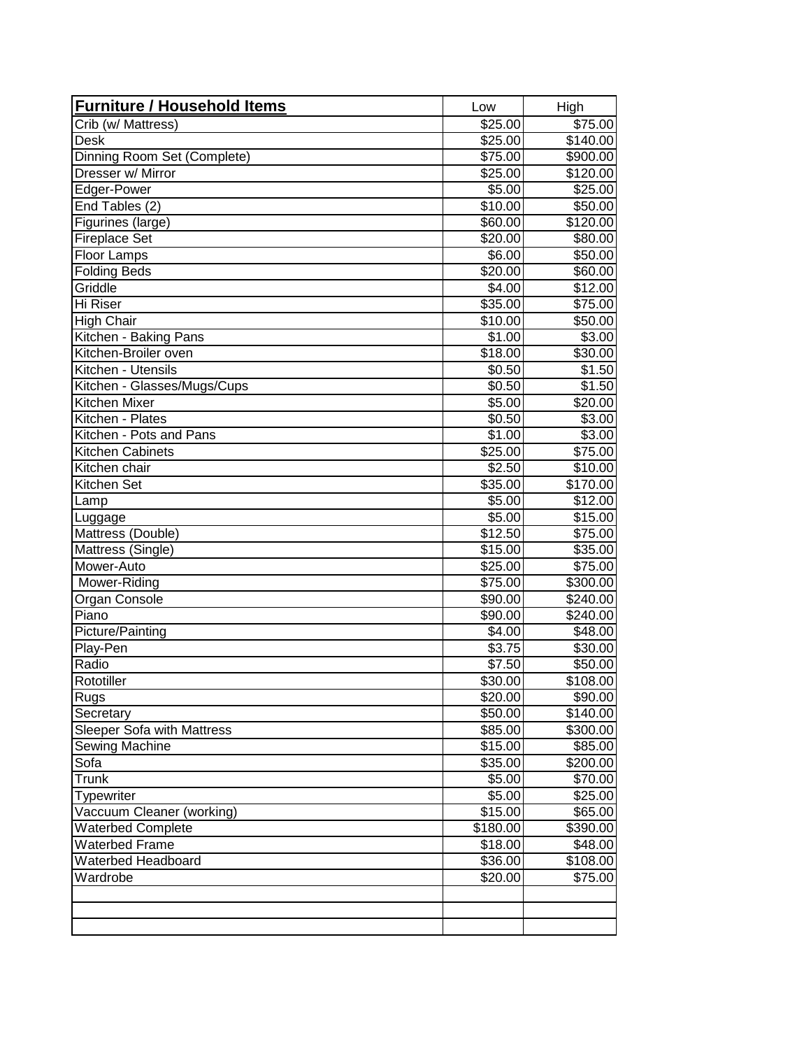| **Furniture / Household Items** | Low | High |
|---|---|---|
| Crib (w/ Mattress) | $25.00 | $75.00 |
| Desk | $25.00 | $140.00 |
| Dinning Room Set (Complete) | $75.00 | $900.00 |
| Dresser w/ Mirror | $25.00 | $120.00 |
| Edger-Power | $5.00 | $25.00 |
| End Tables (2) | $10.00 | $50.00 |
| Figurines (large) | $60.00 | $120.00 |
| Fireplace Set | $20.00 | $80.00 |
| Floor Lamps | $6.00 | $50.00 |
| Folding Beds | $20.00 | $60.00 |
| Griddle | $4.00 | $12.00 |
| Hi Riser | $35.00 | $75.00 |
| High Chair | $10.00 | $50.00 |
| Kitchen - Baking Pans | $1.00 | $3.00 |
| Kitchen-Broiler oven | $18.00 | $30.00 |
| Kitchen - Utensils | $0.50 | $1.50 |
| Kitchen - Glasses/Mugs/Cups | $0.50 | $1.50 |
| Kitchen Mixer | $5.00 | $20.00 |
| Kitchen - Plates | $0.50 | $3.00 |
| Kitchen - Pots and Pans | $1.00 | $3.00 |
| Kitchen Cabinets | $25.00 | $75.00 |
| Kitchen chair | $2.50 | $10.00 |
| Kitchen Set | $35.00 | $170.00 |
| Lamp | $5.00 | $12.00 |
| Luggage | $5.00 | $15.00 |
| Mattress (Double) | $12.50 | $75.00 |
| Mattress (Single) | $15.00 | $35.00 |
| Mower-Auto | $25.00 | $75.00 |
| Mower-Riding | $75.00 | $300.00 |
| Organ Console | $90.00 | $240.00 |
| Piano | $90.00 | $240.00 |
| Picture/Painting | $4.00 | $48.00 |
| Play-Pen | $3.75 | $30.00 |
| Radio | $7.50 | $50.00 |
| Rototiller | $30.00 | $108.00 |
| Rugs | $20.00 | $90.00 |
| Secretary | $50.00 | $140.00 |
| Sleeper Sofa with Mattress | $85.00 | $300.00 |
| Sewing Machine | $15.00 | $85.00 |
| Sofa | $35.00 | $200.00 |
| Trunk | $5.00 | $70.00 |
| Typewriter | $5.00 | $25.00 |
| Vaccuum Cleaner (working) | $15.00 | $65.00 |
| Waterbed Complete | $180.00 | $390.00 |
| Waterbed Frame | $18.00 | $48.00 |
| Waterbed Headboard | $36.00 | $108.00 |
| Wardrobe | $20.00 | $75.00 |
| | | |
| | | |
| | | |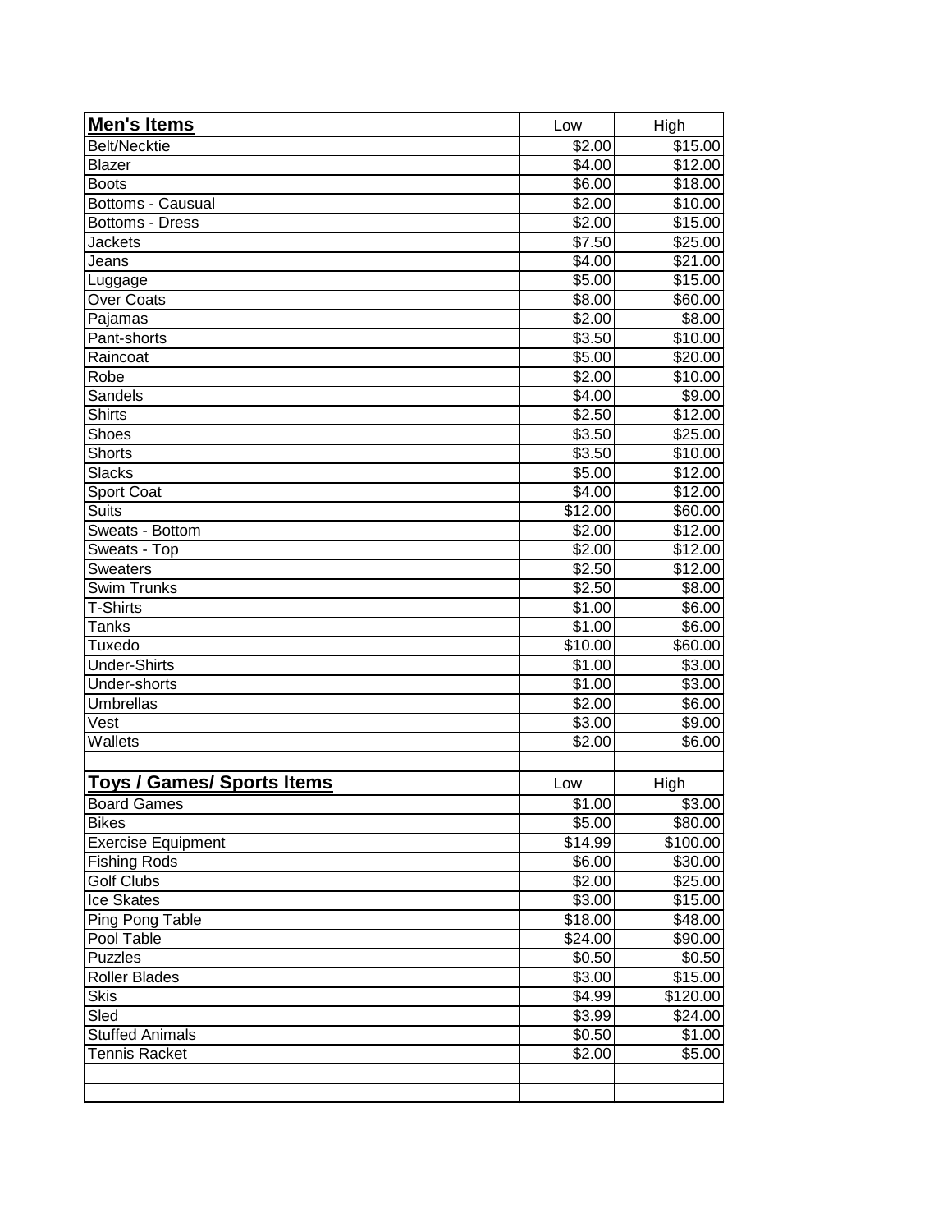| **Men's Items** | Low | High |
|---|---|---|
| Belt/Necktie | $2.00 | $15.00 |
| Blazer | $4.00 | $12.00 |
| Boots | $6.00 | $18.00 |
| Bottoms - Causual | $2.00 | $10.00 |
| Bottoms - Dress | $2.00 | $15.00 |
| Jackets | $7.50 | $25.00 |
| Jeans | $4.00 | $21.00 |
| Luggage | $5.00 | $15.00 |
| Over Coats | $8.00 | $60.00 |
| Pajamas | $2.00 | $8.00 |
| Pant-shorts | $3.50 | $10.00 |
| Raincoat | $5.00 | $20.00 |
| Robe | $2.00 | $10.00 |
| Sandels | $4.00 | $9.00 |
| Shirts | $2.50 | $12.00 |
| Shoes | $3.50 | $25.00 |
| Shorts | $3.50 | $10.00 |
| Slacks | $5.00 | $12.00 |
| Sport Coat | $4.00 | $12.00 |
| Suits | $12.00 | $60.00 |
| Sweats - Bottom | $2.00 | $12.00 |
| Sweats - Top | $2.00 | $12.00 |
| Sweaters | $2.50 | $12.00 |
| Swim Trunks | $2.50 | $8.00 |
| T-Shirts | $1.00 | $6.00 |
| Tanks | $1.00 | $6.00 |
| Tuxedo | $10.00 | $60.00 |
| Under-Shirts | $1.00 | $3.00 |
| Under-shorts | $1.00 | $3.00 |
| Umbrellas | $2.00 | $6.00 |
| Vest | $3.00 | $9.00 |
| Wallets | $2.00 | $6.00 |
| | | |
| **Toys / Games/ Sports Items** | Low | High |
| Board Games | $1.00 | $3.00 |
| Bikes | $5.00 | $80.00 |
| Exercise Equipment | $14.99 | $100.00 |
| Fishing Rods | $6.00 | $30.00 |
| Golf Clubs | $2.00 | $25.00 |
| Ice Skates | $3.00 | $15.00 |
| Ping Pong Table | $18.00 | $48.00 |
| Pool Table | $24.00 | $90.00 |
| Puzzles | $0.50 | $0.50 |
| Roller Blades | $3.00 | $15.00 |
| Skis | $4.99 | $120.00 |
| Sled | $3.99 | $24.00 |
| Stuffed Animals | $0.50 | $1.00 |
| Tennis Racket | $2.00 | $5.00 |
| | | |
| | | |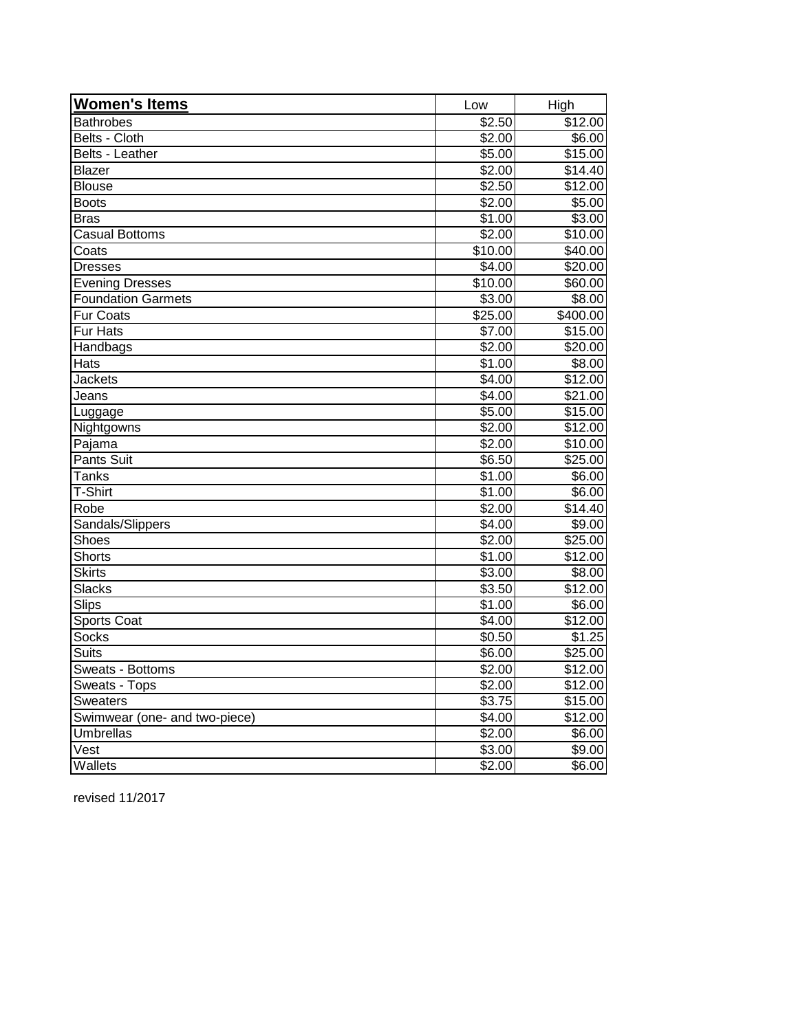| **Women's Items** | Low | High |
|---|---|---|
| Bathrobes | $2.50 | $12.00 |
| Belts - Cloth | $2.00 | $6.00 |
| Belts - Leather | $5.00 | $15.00 |
| Blazer | $2.00 | $14.40 |
| Blouse | $2.50 | $12.00 |
| Boots | $2.00 | $5.00 |
| Bras | $1.00 | $3.00 |
| Casual Bottoms | $2.00 | $10.00 |
| Coats | $10.00 | $40.00 |
| Dresses | $4.00 | $20.00 |
| Evening Dresses | $10.00 | $60.00 |
| Foundation Garmets | $3.00 | $8.00 |
| Fur Coats | $25.00 | $400.00 |
| Fur Hats | $7.00 | $15.00 |
| Handbags | $2.00 | $20.00 |
| Hats | $1.00 | $8.00 |
| Jackets | $4.00 | $12.00 |
| Jeans | $4.00 | $21.00 |
| Luggage | $5.00 | $15.00 |
| Nightgowns | $2.00 | $12.00 |
| Pajama | $2.00 | $10.00 |
| Pants Suit | $6.50 | $25.00 |
| Tanks | $1.00 | $6.00 |
| T-Shirt | $1.00 | $6.00 |
| Robe | $2.00 | $14.40 |
| Sandals/Slippers | $4.00 | $9.00 |
| Shoes | $2.00 | $25.00 |
| Shorts | $1.00 | $12.00 |
| Skirts | $3.00 | $8.00 |
| Slacks | $3.50 | $12.00 |
| Slips | $1.00 | $6.00 |
| Sports Coat | $4.00 | $12.00 |
| Socks | $0.50 | $1.25 |
| Suits | $6.00 | $25.00 |
| Sweats - Bottoms | $2.00 | $12.00 |
| Sweats - Tops | $2.00 | $12.00 |
| Sweaters | $3.75 | $15.00 |
| Swimwear (one- and two-piece) | $4.00 | $12.00 |
| Umbrellas | $2.00 | $6.00 |
| Vest | $3.00 | $9.00 |
| Wallets | $2.00 | $6.00 |

revised 11/2017